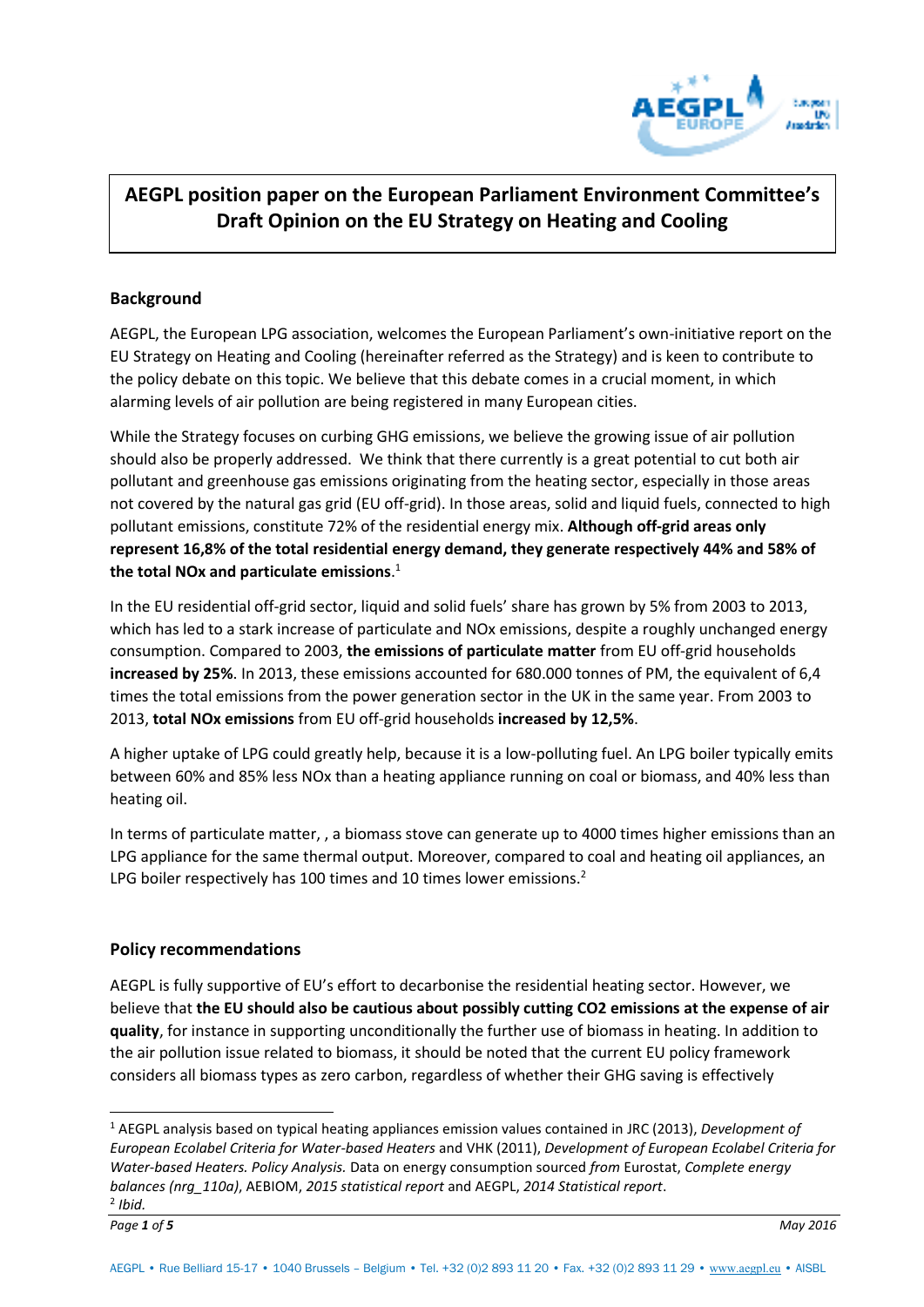# AEGPL position paper on the European Parliament Environment Committee's Draft Opinion on the EU Strategy on Heating and Cooling

## Background

AEGPL, the European LPG association, welcomes the European Parliament's own-initiative report on the EU Strategy on Heating and Cooling (hereinafter referred as the Strategy) and is keen to contribute to the policy debate on this topic. We believe that this debate comes in a crucial moment, in which alarming levels of air pollution are being registered in many European cities.

While the Strategy focuses on curbing GHG emissions, we believe the growing issue of air pollution should also be properly addressed. We think that there currently is a great potential to cut both air pollutant and greenhouse gas emissions originating from the heating sector, especially in those areas not covered by the natural gas grid (EU off-grid). In those areas, solid and liquid fuels, connected to high pollutant emissions, constitute 72% of the residential energy mix. **Although off-grid areas only represent 16,8% of the total residential energy demand, they generate respectively 44% and 58% of the total NOx and particulate emissions**.[1]

In the EU residential off-grid sector, liquid and solid fuels' share has grown by 5% from 2003 to 2013, which has led to a stark increase of particulate and NOx emissions, despite a roughly unchanged energy consumption. Compared to 2003, **the emissions of particulate matter** from EU off-grid households **increased by 25%**. In 2013, these emissions accounted for 680.000 tonnes of PM, the equivalent of 6,4 times the total emissions from the power generation sector in the UK in the same year. From 2003 to 2013, **total NOx emissions** from EU off-grid households **increased by 12,5%**.

A higher uptake of LPG could greatly help, because it is a low-polluting fuel. An LPG boiler typically emits between 60% and 85% less NOx than a heating appliance running on coal or biomass, and 40% less than heating oil.

In terms of particulate matter, , a biomass stove can generate up to 4000 times higher emissions than an LPG appliance for the same thermal output. Moreover, compared to coal and heating oil appliances, an LPG boiler respectively has 100 times and 10 times lower emissions.[2]

## Policy recommendations

AEGPL is fully supportive of EU's effort to decarbonise the residential heating sector. However, we believe that **the EU should also be cautious about possibly cutting CO2 emissions at the expense of air quality**, for instance in supporting unconditionally the further use of biomass in heating. In addition to the air pollution issue related to biomass, it should be noted that the current EU policy framework considers all biomass types as zero carbon, regardless of whether their GHG saving is effectively

---

[1] AEGPL analysis based on typical heating appliances emission values contained in JRC (2013), *Development of European Ecolabel Criteria for Water-based Heaters* and VHK (2011), *Development of European Ecolabel Criteria for Water-based Heaters. Policy Analysis.* Data on energy consumption sourced *from* Eurostat, *Complete energy balances (nrg_110a)*, AEBIOM, *2015 statistical report* and AEGPL, *2014 Statistical report*.

[2] *Ibid.*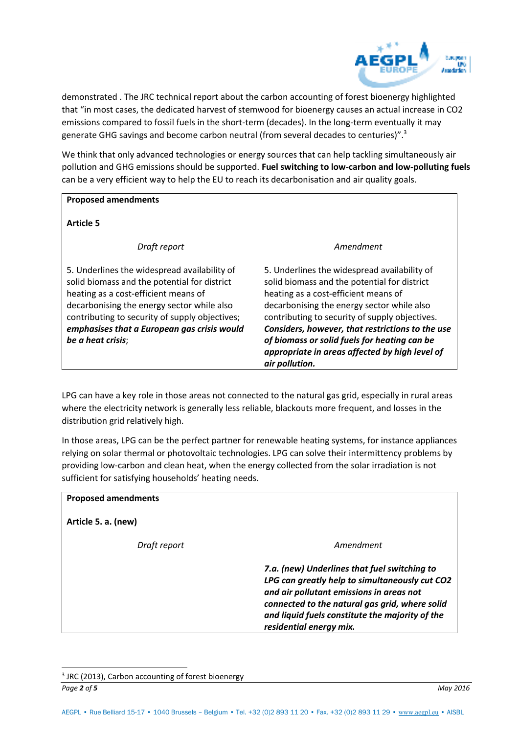demonstrated . The JRC technical report about the carbon accounting of forest bioenergy highlighted that “in most cases, the dedicated harvest of stemwood for bioenergy causes an actual increase in CO2 emissions compared to fossil fuels in the short-term (decades). In the long-term eventually it may generate GHG savings and become carbon neutral (from several decades to centuries)”.[3]

We think that only advanced technologies or energy sources that can help tackling simultaneously air pollution and GHG emissions should be supported. **Fuel switching to low-carbon and low-polluting fuels** can be a very efficient way to help the EU to reach its decarbonisation and air quality goals.

**Proposed amendments**

**Article 5**

| *Draft report* | *Amendment* |
|---|---|
| 5. Underlines the widespread availability of solid biomass and the potential for district heating as a cost-efficient means of decarbonising the energy sector while also contributing to security of supply objectives; ***emphasises that a European gas crisis would be a heat crisis***; | 5. Underlines the widespread availability of solid biomass and the potential for district heating as a cost-efficient means of decarbonising the energy sector while also contributing to security of supply objectives. ***Considers, however, that restrictions to the use of biomass or solid fuels for heating can be appropriate in areas affected by high level of air pollution.*** |

LPG can have a key role in those areas not connected to the natural gas grid, especially in rural areas where the electricity network is generally less reliable, blackouts more frequent, and losses in the distribution grid relatively high.

In those areas, LPG can be the perfect partner for renewable heating systems, for instance appliances relying on solar thermal or photovoltaic technologies. LPG can solve their intermittency problems by providing low-carbon and clean heat, when the energy collected from the solar irradiation is not sufficient for satisfying households’ heating needs.

**Proposed amendments**

**Article 5. a. (new)**

| *Draft report* | *Amendment* |
|---|---|
| | ***7.a. (new) Underlines that fuel switching to LPG can greatly help to simultaneously cut CO2 and air pollutant emissions in areas not connected to the natural gas grid, where solid and liquid fuels constitute the majority of the residential energy mix.*** |

[3] JRC (2013), Carbon accounting of forest bioenergy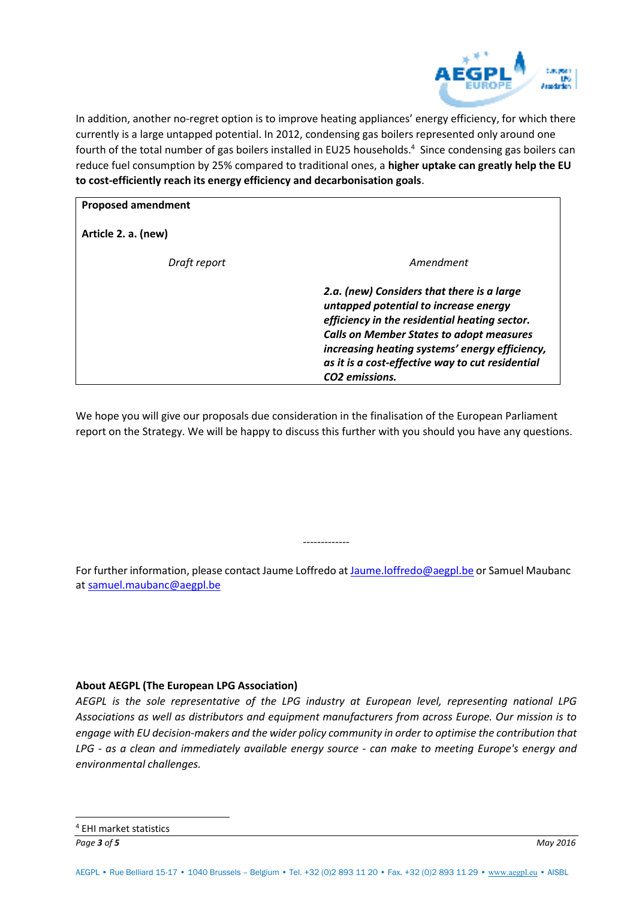In addition, another no-regret option is to improve heating appliances' energy efficiency, for which there currently is a large untapped potential. In 2012, condensing gas boilers represented only around one fourth of the total number of gas boilers installed in EU25 households.[4] Since condensing gas boilers can reduce fuel consumption by 25% compared to traditional ones, a **higher uptake can greatly help the EU to cost-efficiently reach its energy efficiency and decarbonisation goals**.

**Proposed amendment**

**Article 2. a. (new)**

| *Draft report* | *Amendment* |
|---|---|
| | ***2.a. (new) Considers that there is a large untapped potential to increase energy efficiency in the residential heating sector. Calls on Member States to adopt measures increasing heating systems' energy efficiency, as it is a cost-effective way to cut residential $CO_2$ emissions.*** |

We hope you will give our proposals due consideration in the finalisation of the European Parliament report on the Strategy. We will be happy to discuss this further with you should you have any questions.

-------------

For further information, please contact Jaume Loffredo at Jaume.loffredo@aegpl.be or Samuel Maubanc at samuel.maubanc@aegpl.be

**About AEGPL (The European LPG Association)**

*AEGPL is the sole representative of the LPG industry at European level, representing national LPG Associations as well as distributors and equipment manufacturers from across Europe. Our mission is to engage with EU decision-makers and the wider policy community in order to optimise the contribution that LPG - as a clean and immediately available energy source - can make to meeting Europe's energy and environmental challenges.*

[4] EHI market statistics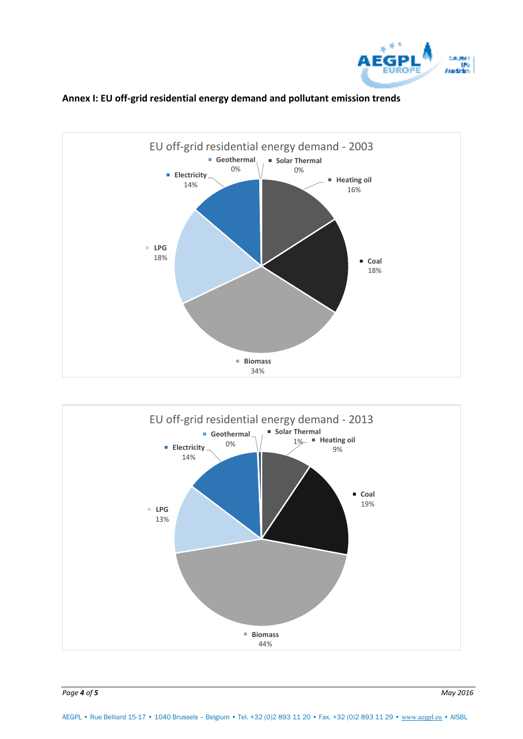## Annex I: EU off-grid residential energy demand and pollutant emission trends

EU off-grid residential energy demand - 2003

| Source | Share |
|---|---|
| Geothermal | 0% |
| Solar Thermal | 0% |
| Heating oil | 16% |
| Coal | 18% |
| Biomass | 34% |
| LPG | 18% |
| Electricity | 14% |

EU off-grid residential energy demand - 2013

| Source | Share |
|---|---|
| Geothermal | 0% |
| Solar Thermal | 1% |
| Heating oil | 9% |
| Coal | 19% |
| Biomass | 44% |
| LPG | 13% |
| Electricity | 14% |

AEGPL • Rue Belliard 15-17 • 1040 Brussels – Belgium • Tel. +32 (0)2 893 11 20 • Fax. +32 (0)2 893 11 29 • www.aegpl.eu • AISBL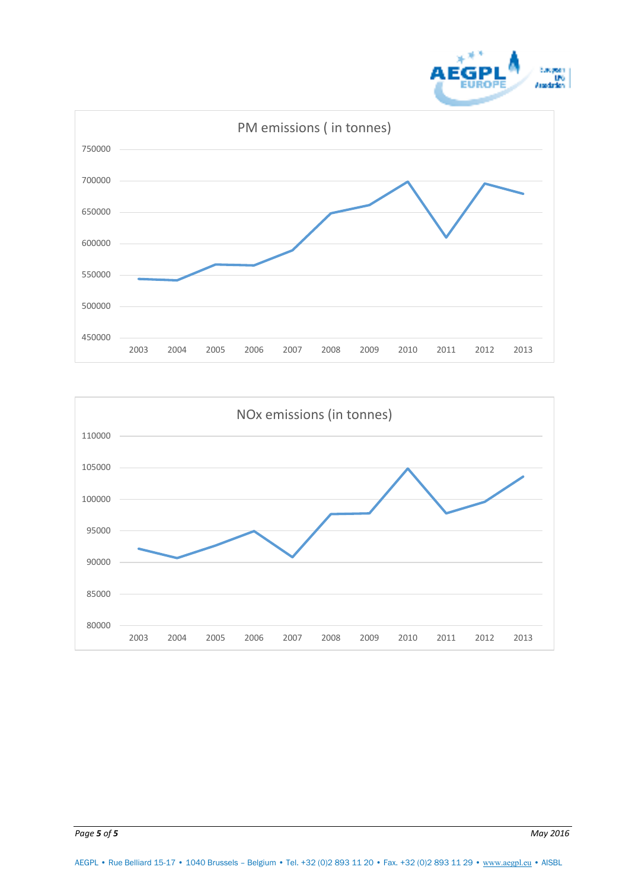PM emissions ( in tonnes)

750000
700000
650000
600000
550000
500000
450000

2003 2004 2005 2006 2007 2008 2009 2010 2011 2012 2013

NOx emissions (in tonnes)

110000
105000
100000
95000
90000
85000
80000

2003 2004 2005 2006 2007 2008 2009 2010 2011 2012 2013